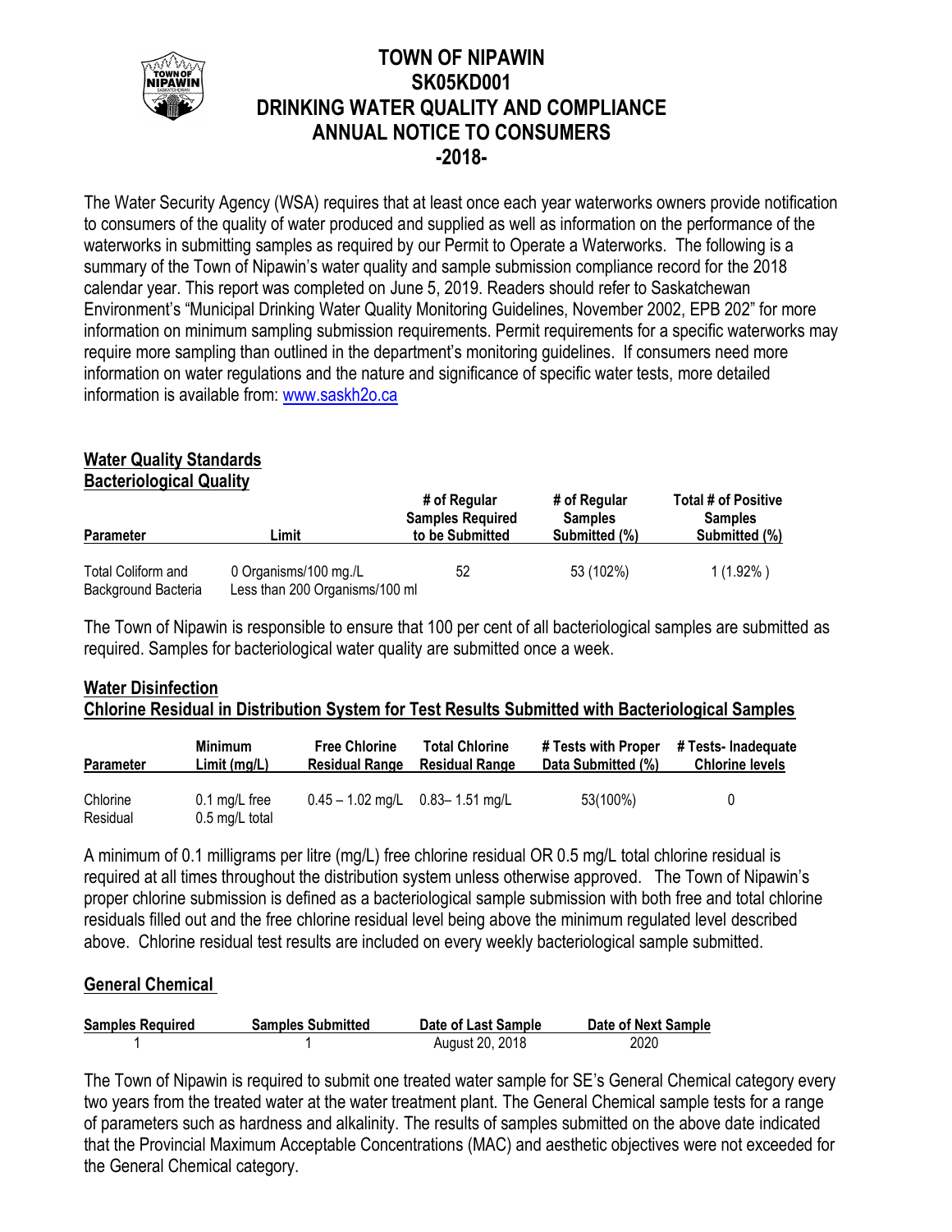# TOWN OF NIPAWIN
# SK05KD001
# DRINKING WATER QUALITY AND COMPLIANCE
# ANNUAL NOTICE TO CONSUMERS
# -2018-

The Water Security Agency (WSA) requires that at least once each year waterworks owners provide notification to consumers of the quality of water produced and supplied as well as information on the performance of the waterworks in submitting samples as required by our Permit to Operate a Waterworks. The following is a summary of the Town of Nipawin's water quality and sample submission compliance record for the 2018 calendar year. This report was completed on June 5, 2019. Readers should refer to Saskatchewan Environment's "Municipal Drinking Water Quality Monitoring Guidelines, November 2002, EPB 202" for more information on minimum sampling submission requirements. Permit requirements for a specific waterworks may require more sampling than outlined in the department's monitoring guidelines. If consumers need more information on water regulations and the nature and significance of specific water tests, more detailed information is available from: www.saskh2o.ca

## Water Quality Standards

## Bacteriological Quality

| Parameter | Limit | # of Regular Samples Required to be Submitted | # of Regular Samples Submitted (%) | Total # of Positive Samples Submitted (%) |
|---|---|---|---|---|
| Total Coliform and Background Bacteria | 0 Organisms/100 mg./L Less than 200 Organisms/100 ml | 52 | 53 (102%) | 1 (1.92% ) |

The Town of Nipawin is responsible to ensure that 100 per cent of all bacteriological samples are submitted as required. Samples for bacteriological water quality are submitted once a week.

## Water Disinfection

## Chlorine Residual in Distribution System for Test Results Submitted with Bacteriological Samples

| Parameter | Minimum Limit (mg/L) | Free Chlorine Residual Range | Total Chlorine Residual Range | # Tests with Proper Data Submitted (%) | # Tests- Inadequate Chlorine levels |
|---|---|---|---|---|---|
| Chlorine Residual | 0.1 mg/L free 0.5 mg/L total | 0.45 – 1.02 mg/L | 0.83– 1.51 mg/L | 53(100%) | 0 |

A minimum of 0.1 milligrams per litre (mg/L) free chlorine residual OR 0.5 mg/L total chlorine residual is required at all times throughout the distribution system unless otherwise approved. The Town of Nipawin's proper chlorine submission is defined as a bacteriological sample submission with both free and total chlorine residuals filled out and the free chlorine residual level being above the minimum regulated level described above. Chlorine residual test results are included on every weekly bacteriological sample submitted.

## General Chemical

| Samples Required | Samples Submitted | Date of Last Sample | Date of Next Sample |
|---|---|---|---|
| 1 | 1 | August 20, 2018 | 2020 |

The Town of Nipawin is required to submit one treated water sample for SE's General Chemical category every two years from the treated water at the water treatment plant. The General Chemical sample tests for a range of parameters such as hardness and alkalinity. The results of samples submitted on the above date indicated that the Provincial Maximum Acceptable Concentrations (MAC) and aesthetic objectives were not exceeded for the General Chemical category.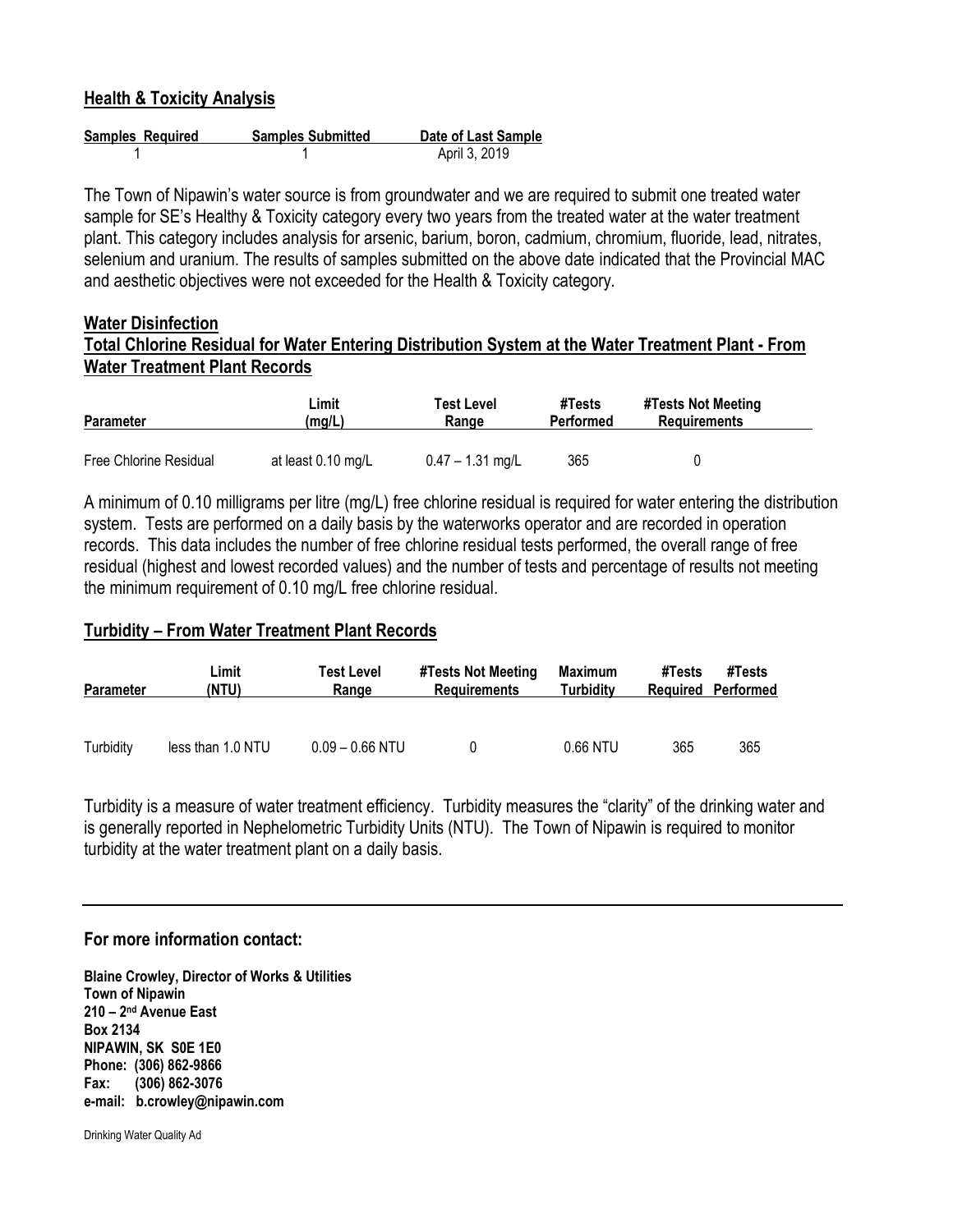## Health & Toxicity Analysis

| Samples Required | Samples Submitted | Date of Last Sample |
|---|---|---|
| 1 | 1 | April 3, 2019 |

The Town of Nipawin's water source is from groundwater and we are required to submit one treated water sample for SE's Healthy & Toxicity category every two years from the treated water at the water treatment plant. This category includes analysis for arsenic, barium, boron, cadmium, chromium, fluoride, lead, nitrates, selenium and uranium. The results of samples submitted on the above date indicated that the Provincial MAC and aesthetic objectives were not exceeded for the Health & Toxicity category.

## Water Disinfection

### Total Chlorine Residual for Water Entering Distribution System at the Water Treatment Plant - From Water Treatment Plant Records

| Parameter | Limit (mg/L) | Test Level Range | #Tests Performed | #Tests Not Meeting Requirements |
|---|---|---|---|---|
| Free Chlorine Residual | at least 0.10 mg/L | 0.47 – 1.31 mg/L | 365 | 0 |

A minimum of 0.10 milligrams per litre (mg/L) free chlorine residual is required for water entering the distribution system. Tests are performed on a daily basis by the waterworks operator and are recorded in operation records. This data includes the number of free chlorine residual tests performed, the overall range of free residual (highest and lowest recorded values) and the number of tests and percentage of results not meeting the minimum requirement of 0.10 mg/L free chlorine residual.

## Turbidity – From Water Treatment Plant Records

| Parameter | Limit (NTU) | Test Level Range | #Tests Not Meeting Requirements | Maximum Turbidity | #Tests Required | #Tests Performed |
|---|---|---|---|---|---|---|
| Turbidity | less than 1.0 NTU | 0.09 – 0.66 NTU | 0 | 0.66 NTU | 365 | 365 |

Turbidity is a measure of water treatment efficiency. Turbidity measures the "clarity" of the drinking water and is generally reported in Nephelometric Turbidity Units (NTU). The Town of Nipawin is required to monitor turbidity at the water treatment plant on a daily basis.

---

### For more information contact:

**Blaine Crowley, Director of Works & Utilities**
**Town of Nipawin**
**210 – 2nd Avenue East**
**Box 2134**
**NIPAWIN, SK S0E 1E0**
**Phone: (306) 862-9866**
**Fax: (306) 862-3076**
**e-mail: b.crowley@nipawin.com**

Drinking Water Quality Ad